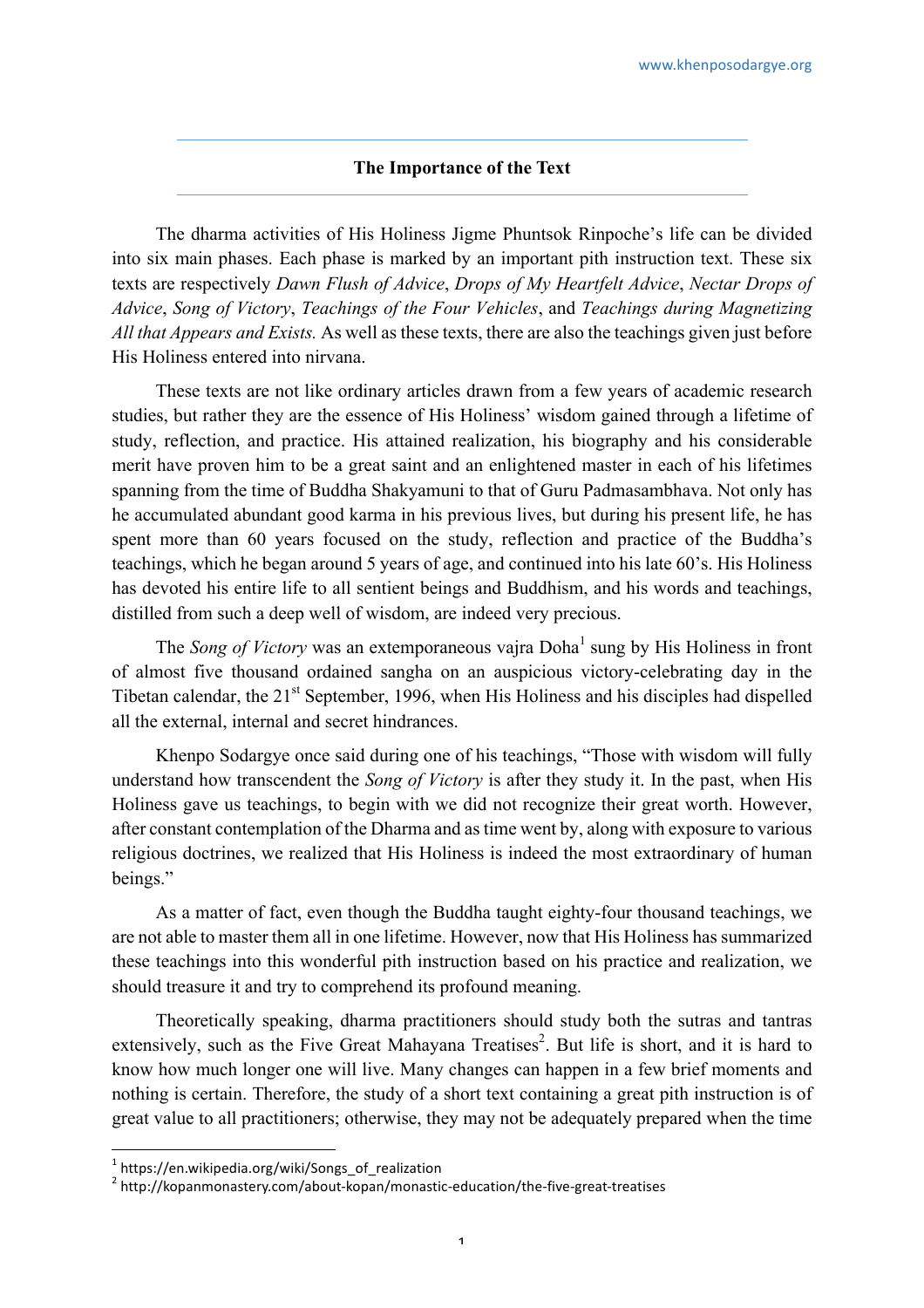## The Importance of the Text

The dharma activities of His Holiness Jigme Phuntsok Rinpoche's life can be divided into six main phases. Each phase is marked by an important pith instruction text. These six texts are respectively *Dawn Flush of Advice*, *Drops of My Heartfelt Advice*, *Nectar Drops of Advice*, *Song of Victory*, *Teachings of the Four Vehicles*, and *Teachings during Magnetizing All that Appears and Exists.* As well as these texts, there are also the teachings given just before His Holiness entered into nirvana.

These texts are not like ordinary articles drawn from a few years of academic research studies, but rather they are the essence of His Holiness' wisdom gained through a lifetime of study, reflection, and practice. His attained realization, his biography and his considerable merit have proven him to be a great saint and an enlightened master in each of his lifetimes spanning from the time of Buddha Shakyamuni to that of Guru Padmasambhava. Not only has he accumulated abundant good karma in his previous lives, but during his present life, he has spent more than 60 years focused on the study, reflection and practice of the Buddha's teachings, which he began around 5 years of age, and continued into his late 60's. His Holiness has devoted his entire life to all sentient beings and Buddhism, and his words and teachings, distilled from such a deep well of wisdom, are indeed very precious.

The *Song of Victory* was an extemporaneous vajra Doha[1] sung by His Holiness in front of almost five thousand ordained sangha on an auspicious victory-celebrating day in the Tibetan calendar, the 21st September, 1996, when His Holiness and his disciples had dispelled all the external, internal and secret hindrances.

Khenpo Sodargye once said during one of his teachings, "Those with wisdom will fully understand how transcendent the *Song of Victory* is after they study it. In the past, when His Holiness gave us teachings, to begin with we did not recognize their great worth. However, after constant contemplation of the Dharma and as time went by, along with exposure to various religious doctrines, we realized that His Holiness is indeed the most extraordinary of human beings."

As a matter of fact, even though the Buddha taught eighty-four thousand teachings, we are not able to master them all in one lifetime. However, now that His Holiness has summarized these teachings into this wonderful pith instruction based on his practice and realization, we should treasure it and try to comprehend its profound meaning.

Theoretically speaking, dharma practitioners should study both the sutras and tantras extensively, such as the Five Great Mahayana Treatises[2]. But life is short, and it is hard to know how much longer one will live. Many changes can happen in a few brief moments and nothing is certain. Therefore, the study of a short text containing a great pith instruction is of great value to all practitioners; otherwise, they may not be adequately prepared when the time

---

[1] https://en.wikipedia.org/wiki/Songs_of_realization
[2] http://kopanmonastery.com/about-kopan/monastic-education/the-five-great-treatises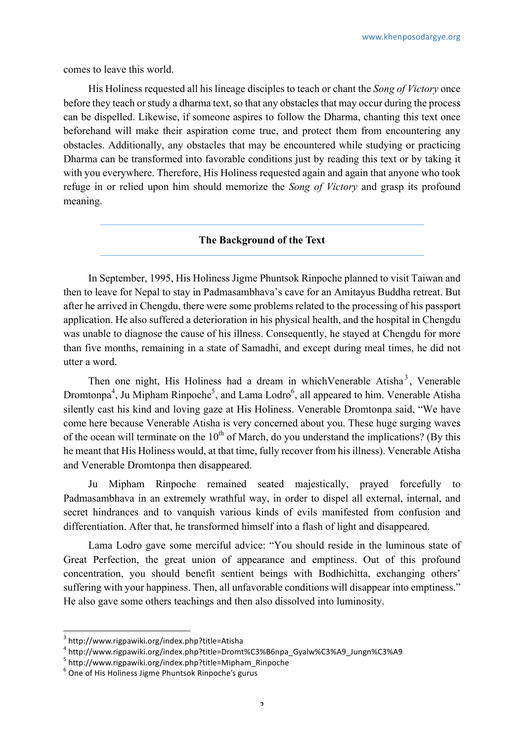comes to leave this world.

His Holiness requested all his lineage disciples to teach or chant the *Song of Victory* once before they teach or study a dharma text, so that any obstacles that may occur during the process can be dispelled. Likewise, if someone aspires to follow the Dharma, chanting this text once beforehand will make their aspiration come true, and protect them from encountering any obstacles. Additionally, any obstacles that may be encountered while studying or practicing Dharma can be transformed into favorable conditions just by reading this text or by taking it with you everywhere. Therefore, His Holiness requested again and again that anyone who took refuge in or relied upon him should memorize the *Song of Victory* and grasp its profound meaning.

## The Background of the Text

In September, 1995, His Holiness Jigme Phuntsok Rinpoche planned to visit Taiwan and then to leave for Nepal to stay in Padmasambhava's cave for an Amitayus Buddha retreat. But after he arrived in Chengdu, there were some problems related to the processing of his passport application. He also suffered a deterioration in his physical health, and the hospital in Chengdu was unable to diagnose the cause of his illness. Consequently, he stayed at Chengdu for more than five months, remaining in a state of Samadhi, and except during meal times, he did not utter a word.

Then one night, His Holiness had a dream in whichVenerable Atisha[3], Venerable Dromtonpa[4], Ju Mipham Rinpoche[5], and Lama Lodro[6], all appeared to him. Venerable Atisha silently cast his kind and loving gaze at His Holiness. Venerable Dromtonpa said, "We have come here because Venerable Atisha is very concerned about you. These huge surging waves of the ocean will terminate on the 10th of March, do you understand the implications? (By this he meant that His Holiness would, at that time, fully recover from his illness). Venerable Atisha and Venerable Dromtonpa then disappeared.

Ju Mipham Rinpoche remained seated majestically, prayed forcefully to Padmasambhava in an extremely wrathful way, in order to dispel all external, internal, and secret hindrances and to vanquish various kinds of evils manifested from confusion and differentiation. After that, he transformed himself into a flash of light and disappeared.

Lama Lodro gave some merciful advice: "You should reside in the luminous state of Great Perfection, the great union of appearance and emptiness. Out of this profound concentration, you should benefit sentient beings with Bodhichitta, exchanging others' suffering with your happiness. Then, all unfavorable conditions will disappear into emptiness." He also gave some others teachings and then also dissolved into luminosity.

---

[3] http://www.rigpawiki.org/index.php?title=Atisha

[4] http://www.rigpawiki.org/index.php?title=Dromt%C3%B6npa_Gyalw%C3%A9_Jungn%C3%A9

[5] http://www.rigpawiki.org/index.php?title=Mipham_Rinpoche

[6] One of His Holiness Jigme Phuntsok Rinpoche's gurus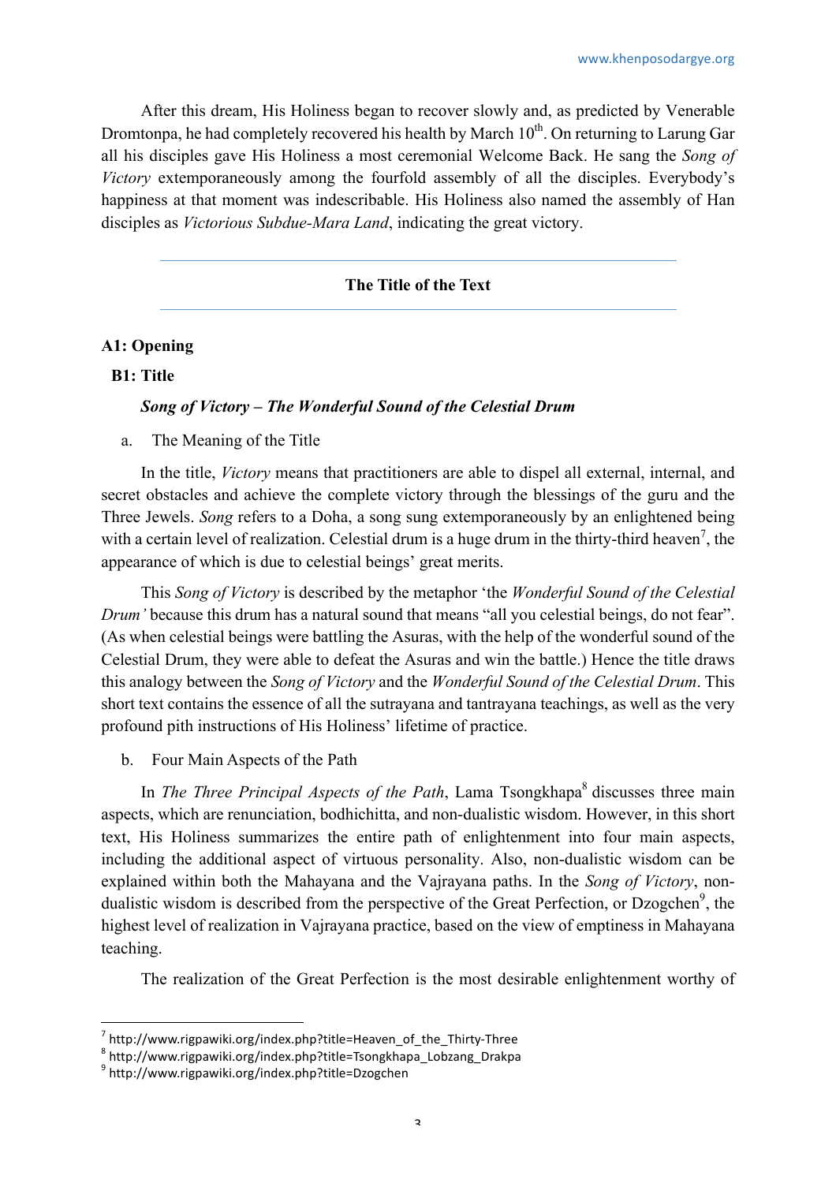After this dream, His Holiness began to recover slowly and, as predicted by Venerable Dromtonpa, he had completely recovered his health by March 10th. On returning to Larung Gar all his disciples gave His Holiness a most ceremonial Welcome Back. He sang the *Song of Victory* extemporaneously among the fourfold assembly of all the disciples. Everybody's happiness at that moment was indescribable. His Holiness also named the assembly of Han disciples as *Victorious Subdue-Mara Land*, indicating the great victory.

---

## The Title of the Text

---

### A1: Opening

#### B1: Title

***Song of Victory – The Wonderful Sound of the Celestial Drum***

a. The Meaning of the Title

In the title, *Victory* means that practitioners are able to dispel all external, internal, and secret obstacles and achieve the complete victory through the blessings of the guru and the Three Jewels. *Song* refers to a Doha, a song sung extemporaneously by an enlightened being with a certain level of realization. Celestial drum is a huge drum in the thirty-third heaven[7], the appearance of which is due to celestial beings' great merits.

This *Song of Victory* is described by the metaphor 'the *Wonderful Sound of the Celestial Drum'* because this drum has a natural sound that means "all you celestial beings, do not fear". (As when celestial beings were battling the Asuras, with the help of the wonderful sound of the Celestial Drum, they were able to defeat the Asuras and win the battle.) Hence the title draws this analogy between the *Song of Victory* and the *Wonderful Sound of the Celestial Drum*. This short text contains the essence of all the sutrayana and tantrayana teachings, as well as the very profound pith instructions of His Holiness' lifetime of practice.

b. Four Main Aspects of the Path

In *The Three Principal Aspects of the Path*, Lama Tsongkhapa[8] discusses three main aspects, which are renunciation, bodhichitta, and non-dualistic wisdom. However, in this short text, His Holiness summarizes the entire path of enlightenment into four main aspects, including the additional aspect of virtuous personality. Also, non-dualistic wisdom can be explained within both the Mahayana and the Vajrayana paths. In the *Song of Victory*, non-dualistic wisdom is described from the perspective of the Great Perfection, or Dzogchen[9], the highest level of realization in Vajrayana practice, based on the view of emptiness in Mahayana teaching.

The realization of the Great Perfection is the most desirable enlightenment worthy of

---

[7] http://www.rigpawiki.org/index.php?title=Heaven_of_the_Thirty-Three
[8] http://www.rigpawiki.org/index.php?title=Tsongkhapa_Lobzang_Drakpa
[9] http://www.rigpawiki.org/index.php?title=Dzogchen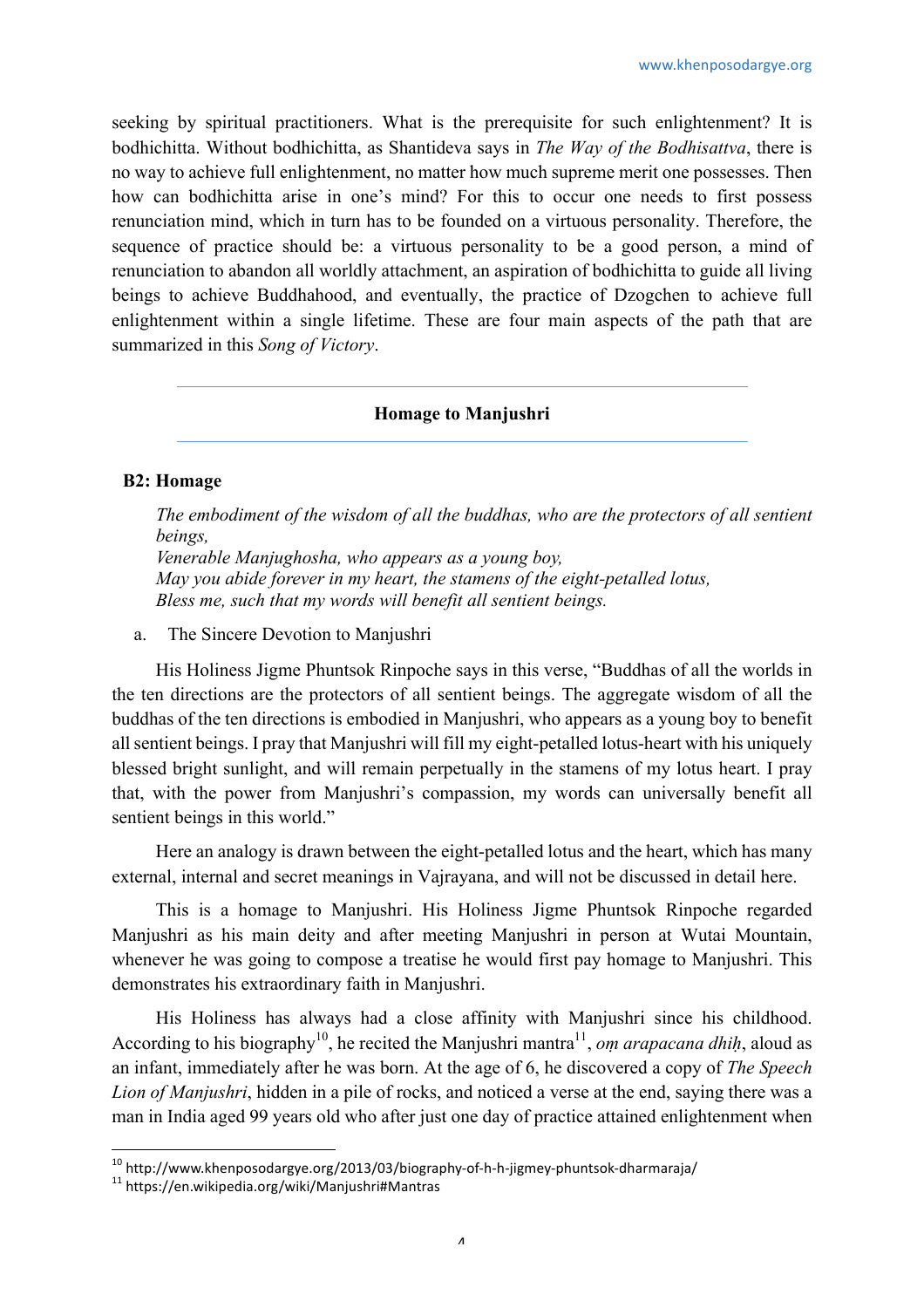seeking by spiritual practitioners. What is the prerequisite for such enlightenment? It is bodhichitta. Without bodhichitta, as Shantideva says in *The Way of the Bodhisattva*, there is no way to achieve full enlightenment, no matter how much supreme merit one possesses. Then how can bodhichitta arise in one's mind? For this to occur one needs to first possess renunciation mind, which in turn has to be founded on a virtuous personality. Therefore, the sequence of practice should be: a virtuous personality to be a good person, a mind of renunciation to abandon all worldly attachment, an aspiration of bodhichitta to guide all living beings to achieve Buddhahood, and eventually, the practice of Dzogchen to achieve full enlightenment within a single lifetime. These are four main aspects of the path that are summarized in this *Song of Victory*.

---

**Homage to Manjushri**

---

**B2: Homage**

*The embodiment of the wisdom of all the buddhas, who are the protectors of all sentient beings,*
*Venerable Manjughosha, who appears as a young boy,*
*May you abide forever in my heart, the stamens of the eight-petalled lotus,*
*Bless me, such that my words will benefit all sentient beings.*

a. The Sincere Devotion to Manjushri

His Holiness Jigme Phuntsok Rinpoche says in this verse, "Buddhas of all the worlds in the ten directions are the protectors of all sentient beings. The aggregate wisdom of all the buddhas of the ten directions is embodied in Manjushri, who appears as a young boy to benefit all sentient beings. I pray that Manjushri will fill my eight-petalled lotus-heart with his uniquely blessed bright sunlight, and will remain perpetually in the stamens of my lotus heart. I pray that, with the power from Manjushri's compassion, my words can universally benefit all sentient beings in this world."

Here an analogy is drawn between the eight-petalled lotus and the heart, which has many external, internal and secret meanings in Vajrayana, and will not be discussed in detail here.

This is a homage to Manjushri. His Holiness Jigme Phuntsok Rinpoche regarded Manjushri as his main deity and after meeting Manjushri in person at Wutai Mountain, whenever he was going to compose a treatise he would first pay homage to Manjushri. This demonstrates his extraordinary faith in Manjushri.

His Holiness has always had a close affinity with Manjushri since his childhood. According to his biography[10], he recited the Manjushri mantra[11], *oṃ arapacana dhiḥ*, aloud as an infant, immediately after he was born. At the age of 6, he discovered a copy of *The Speech Lion of Manjushri*, hidden in a pile of rocks, and noticed a verse at the end, saying there was a man in India aged 99 years old who after just one day of practice attained enlightenment when

[10] http://www.khenposodargye.org/2013/03/biography-of-h-h-jigmey-phuntsok-dharmaraja/
[11] https://en.wikipedia.org/wiki/Manjushri#Mantras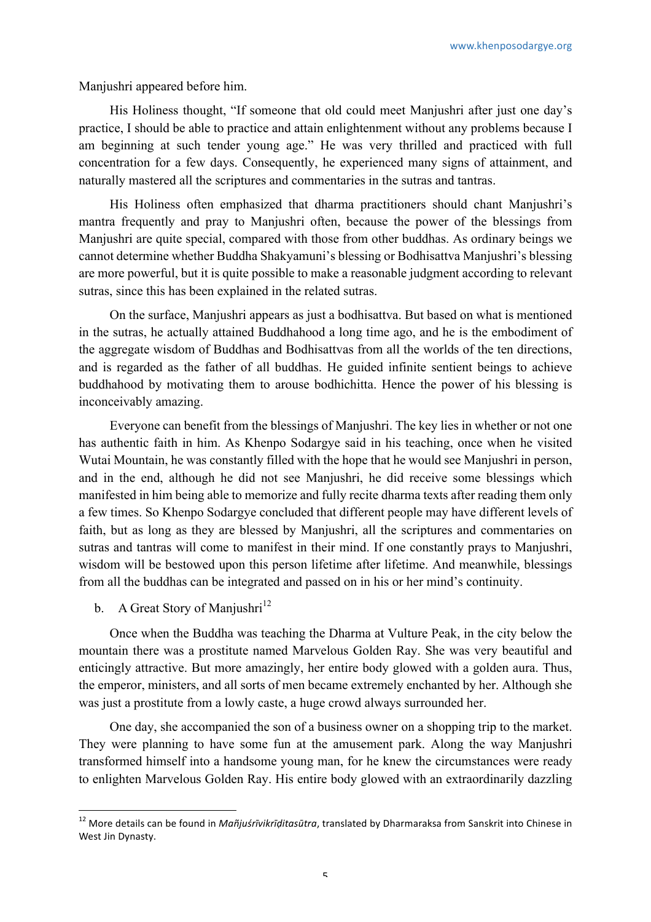Manjushri appeared before him.

His Holiness thought, "If someone that old could meet Manjushri after just one day's practice, I should be able to practice and attain enlightenment without any problems because I am beginning at such tender young age." He was very thrilled and practiced with full concentration for a few days. Consequently, he experienced many signs of attainment, and naturally mastered all the scriptures and commentaries in the sutras and tantras.

His Holiness often emphasized that dharma practitioners should chant Manjushri's mantra frequently and pray to Manjushri often, because the power of the blessings from Manjushri are quite special, compared with those from other buddhas. As ordinary beings we cannot determine whether Buddha Shakyamuni's blessing or Bodhisattva Manjushri's blessing are more powerful, but it is quite possible to make a reasonable judgment according to relevant sutras, since this has been explained in the related sutras.

On the surface, Manjushri appears as just a bodhisattva. But based on what is mentioned in the sutras, he actually attained Buddhahood a long time ago, and he is the embodiment of the aggregate wisdom of Buddhas and Bodhisattvas from all the worlds of the ten directions, and is regarded as the father of all buddhas. He guided infinite sentient beings to achieve buddhahood by motivating them to arouse bodhichitta. Hence the power of his blessing is inconceivably amazing.

Everyone can benefit from the blessings of Manjushri. The key lies in whether or not one has authentic faith in him. As Khenpo Sodargye said in his teaching, once when he visited Wutai Mountain, he was constantly filled with the hope that he would see Manjushri in person, and in the end, although he did not see Manjushri, he did receive some blessings which manifested in him being able to memorize and fully recite dharma texts after reading them only a few times. So Khenpo Sodargye concluded that different people may have different levels of faith, but as long as they are blessed by Manjushri, all the scriptures and commentaries on sutras and tantras will come to manifest in their mind. If one constantly prays to Manjushri, wisdom will be bestowed upon this person lifetime after lifetime. And meanwhile, blessings from all the buddhas can be integrated and passed on in his or her mind's continuity.

b. A Great Story of Manjushri[12]

Once when the Buddha was teaching the Dharma at Vulture Peak, in the city below the mountain there was a prostitute named Marvelous Golden Ray. She was very beautiful and enticingly attractive. But more amazingly, her entire body glowed with a golden aura. Thus, the emperor, ministers, and all sorts of men became extremely enchanted by her. Although she was just a prostitute from a lowly caste, a huge crowd always surrounded her.

One day, she accompanied the son of a business owner on a shopping trip to the market. They were planning to have some fun at the amusement park. Along the way Manjushri transformed himself into a handsome young man, for he knew the circumstances were ready to enlighten Marvelous Golden Ray. His entire body glowed with an extraordinarily dazzling

[12] More details can be found in *Mañjuśrīvikrīḍitasūtra*, translated by Dharmaraksa from Sanskrit into Chinese in West Jin Dynasty.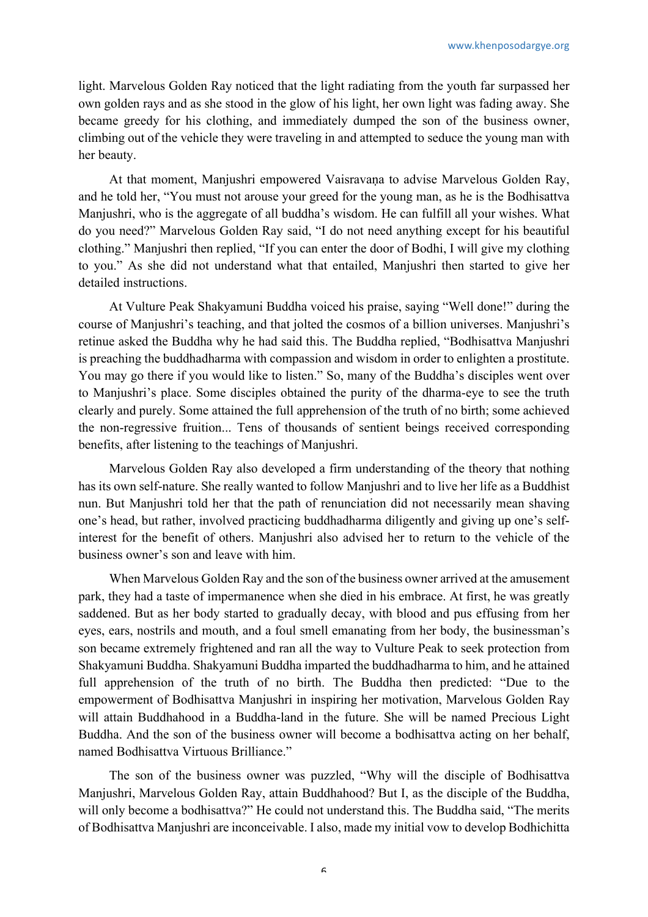light. Marvelous Golden Ray noticed that the light radiating from the youth far surpassed her own golden rays and as she stood in the glow of his light, her own light was fading away. She became greedy for his clothing, and immediately dumped the son of the business owner, climbing out of the vehicle they were traveling in and attempted to seduce the young man with her beauty.

At that moment, Manjushri empowered Vaisravaṇa to advise Marvelous Golden Ray, and he told her, "You must not arouse your greed for the young man, as he is the Bodhisattva Manjushri, who is the aggregate of all buddha's wisdom. He can fulfill all your wishes. What do you need?" Marvelous Golden Ray said, "I do not need anything except for his beautiful clothing." Manjushri then replied, "If you can enter the door of Bodhi, I will give my clothing to you." As she did not understand what that entailed, Manjushri then started to give her detailed instructions.

At Vulture Peak Shakyamuni Buddha voiced his praise, saying "Well done!" during the course of Manjushri's teaching, and that jolted the cosmos of a billion universes. Manjushri's retinue asked the Buddha why he had said this. The Buddha replied, "Bodhisattva Manjushri is preaching the buddhadharma with compassion and wisdom in order to enlighten a prostitute. You may go there if you would like to listen." So, many of the Buddha's disciples went over to Manjushri's place. Some disciples obtained the purity of the dharma-eye to see the truth clearly and purely. Some attained the full apprehension of the truth of no birth; some achieved the non-regressive fruition... Tens of thousands of sentient beings received corresponding benefits, after listening to the teachings of Manjushri.

Marvelous Golden Ray also developed a firm understanding of the theory that nothing has its own self-nature. She really wanted to follow Manjushri and to live her life as a Buddhist nun. But Manjushri told her that the path of renunciation did not necessarily mean shaving one's head, but rather, involved practicing buddhadharma diligently and giving up one's self-interest for the benefit of others. Manjushri also advised her to return to the vehicle of the business owner's son and leave with him.

When Marvelous Golden Ray and the son of the business owner arrived at the amusement park, they had a taste of impermanence when she died in his embrace. At first, he was greatly saddened. But as her body started to gradually decay, with blood and pus effusing from her eyes, ears, nostrils and mouth, and a foul smell emanating from her body, the businessman's son became extremely frightened and ran all the way to Vulture Peak to seek protection from Shakyamuni Buddha. Shakyamuni Buddha imparted the buddhadharma to him, and he attained full apprehension of the truth of no birth. The Buddha then predicted: "Due to the empowerment of Bodhisattva Manjushri in inspiring her motivation, Marvelous Golden Ray will attain Buddhahood in a Buddha-land in the future. She will be named Precious Light Buddha. And the son of the business owner will become a bodhisattva acting on her behalf, named Bodhisattva Virtuous Brilliance."

The son of the business owner was puzzled, "Why will the disciple of Bodhisattva Manjushri, Marvelous Golden Ray, attain Buddhahood? But I, as the disciple of the Buddha, will only become a bodhisattva?" He could not understand this. The Buddha said, "The merits of Bodhisattva Manjushri are inconceivable. I also, made my initial vow to develop Bodhichitta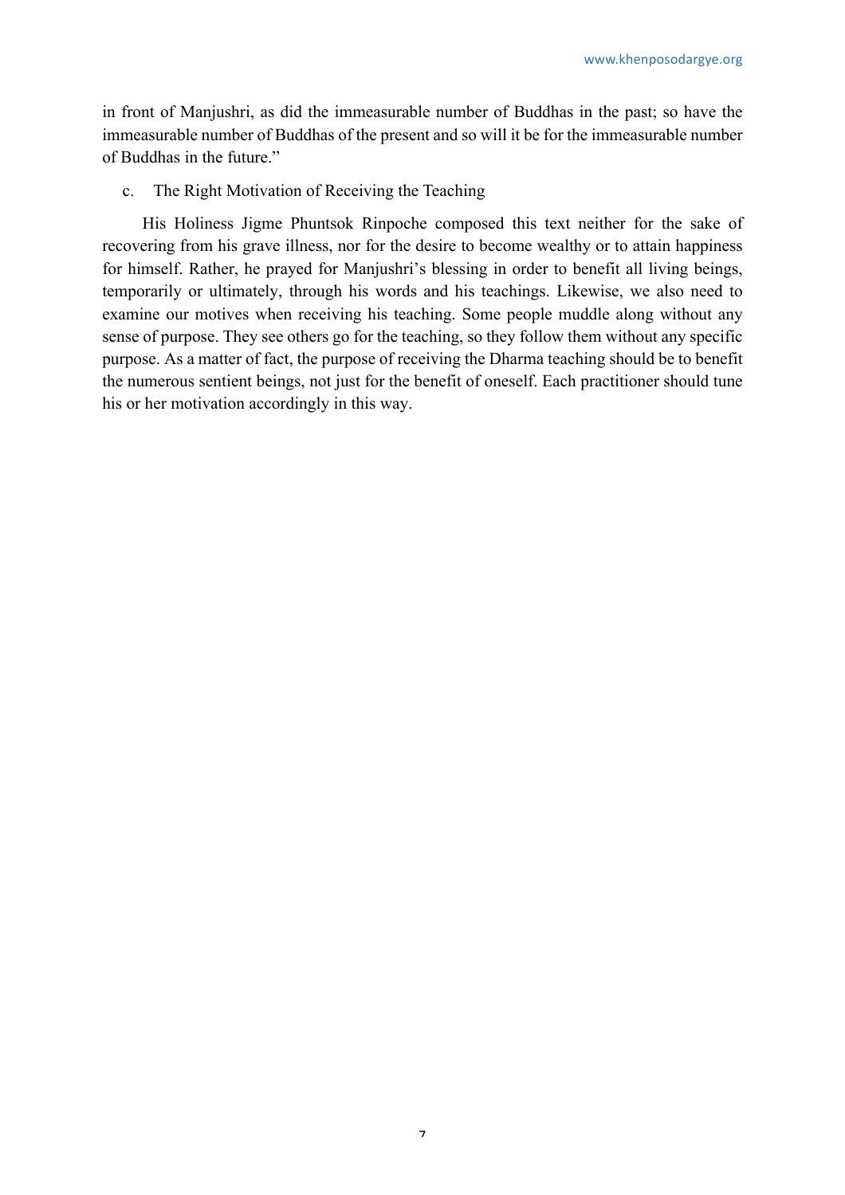in front of Manjushri, as did the immeasurable number of Buddhas in the past; so have the immeasurable number of Buddhas of the present and so will it be for the immeasurable number of Buddhas in the future."

c. The Right Motivation of Receiving the Teaching

His Holiness Jigme Phuntsok Rinpoche composed this text neither for the sake of recovering from his grave illness, nor for the desire to become wealthy or to attain happiness for himself. Rather, he prayed for Manjushri's blessing in order to benefit all living beings, temporarily or ultimately, through his words and his teachings. Likewise, we also need to examine our motives when receiving his teaching. Some people muddle along without any sense of purpose. They see others go for the teaching, so they follow them without any specific purpose. As a matter of fact, the purpose of receiving the Dharma teaching should be to benefit the numerous sentient beings, not just for the benefit of oneself. Each practitioner should tune his or her motivation accordingly in this way.